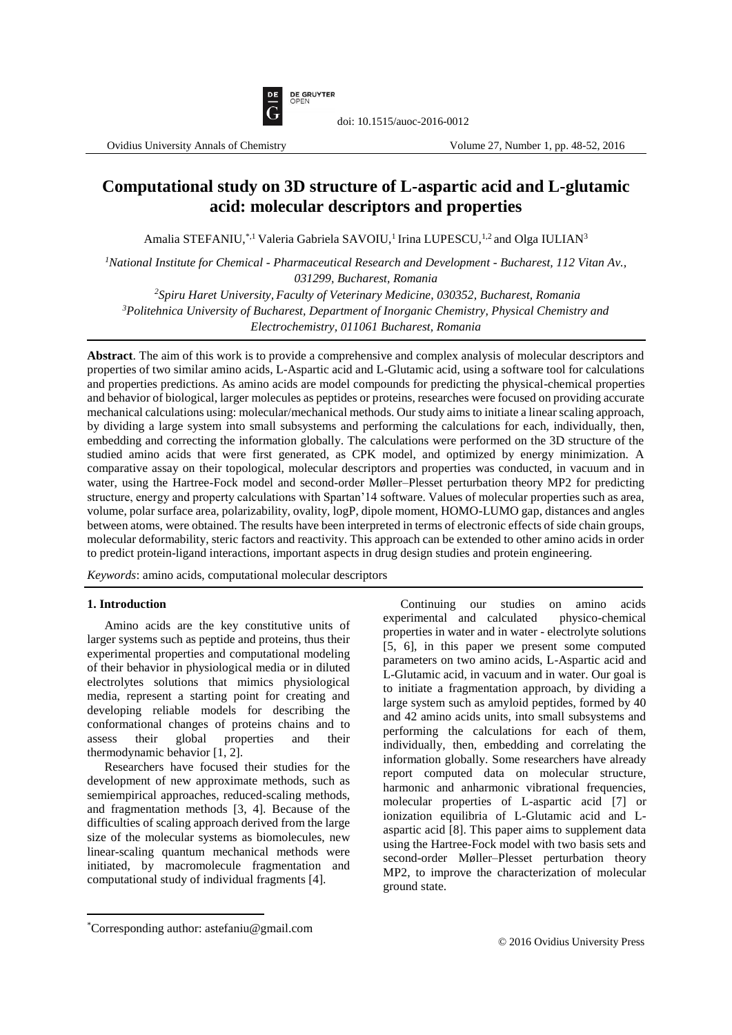# Computational study on 3D structure of L-aspartic acid and L-glutamic acid: molecular descriptors and properties

Amalia STEFANIU,*,[1] Valeria Gabriela SAVOIU,[1] Irina LUPESCU,[1,2] and Olga IULIAN[3]

[1] *National Institute for Chemical - Pharmaceutical Research and Development - Bucharest, 112 Vitan Av., 031299, Bucharest, Romania*

[2] *Spiru Haret University, Faculty of Veterinary Medicine, 030352, Bucharest, Romania*

[3] *Politehnica University of Bucharest, Department of Inorganic Chemistry, Physical Chemistry and Electrochemistry, 011061 Bucharest, Romania*

---

**Abstract**. The aim of this work is to provide a comprehensive and complex analysis of molecular descriptors and properties of two similar amino acids, L-Aspartic acid and L-Glutamic acid, using a software tool for calculations and properties predictions. As amino acids are model compounds for predicting the physical-chemical properties and behavior of biological, larger molecules as peptides or proteins, researches were focused on providing accurate mechanical calculations using: molecular/mechanical methods. Our study aims to initiate a linear scaling approach, by dividing a large system into small subsystems and performing the calculations for each, individually, then, embedding and correcting the information globally. The calculations were performed on the 3D structure of the studied amino acids that were first generated, as CPK model, and optimized by energy minimization. A comparative assay on their topological, molecular descriptors and properties was conducted, in vacuum and in water, using the Hartree-Fock model and second-order Møller–Plesset perturbation theory MP2 for predicting structure, energy and property calculations with Spartan'14 software. Values of molecular properties such as area, volume, polar surface area, polarizability, ovality, logP, dipole moment, HOMO-LUMO gap, distances and angles between atoms, were obtained. The results have been interpreted in terms of electronic effects of side chain groups, molecular deformability, steric factors and reactivity. This approach can be extended to other amino acids in order to predict protein-ligand interactions, important aspects in drug design studies and protein engineering.

*Keywords*: amino acids, computational molecular descriptors

---

## 1. Introduction

Amino acids are the key constitutive units of larger systems such as peptide and proteins, thus their experimental properties and computational modeling of their behavior in physiological media or in diluted electrolytes solutions that mimics physiological media, represent a starting point for creating and developing reliable models for describing the conformational changes of proteins chains and to assess their global properties and their thermodynamic behavior [1, 2].

Researchers have focused their studies for the development of new approximate methods, such as semiempirical approaches, reduced-scaling methods, and fragmentation methods [3, 4]. Because of the difficulties of scaling approach derived from the large size of the molecular systems as biomolecules, new linear-scaling quantum mechanical methods were initiated, by macromolecule fragmentation and computational study of individual fragments [4].

Continuing our studies on amino acids experimental and calculated physico-chemical properties in water and in water - electrolyte solutions [5, 6], in this paper we present some computed parameters on two amino acids, L-Aspartic acid and L-Glutamic acid, in vacuum and in water. Our goal is to initiate a fragmentation approach, by dividing a large system such as amyloid peptides, formed by 40 and 42 amino acids units, into small subsystems and performing the calculations for each of them, individually, then, embedding and correlating the information globally. Some researchers have already report computed data on molecular structure, harmonic and anharmonic vibrational frequencies, molecular properties of L-aspartic acid [7] or ionization equilibria of L-Glutamic acid and L-aspartic acid [8]. This paper aims to supplement data using the Hartree-Fock model with two basis sets and second-order Møller–Plesset perturbation theory MP2, to improve the characterization of molecular ground state.

---

*Corresponding author: astefaniu@gmail.com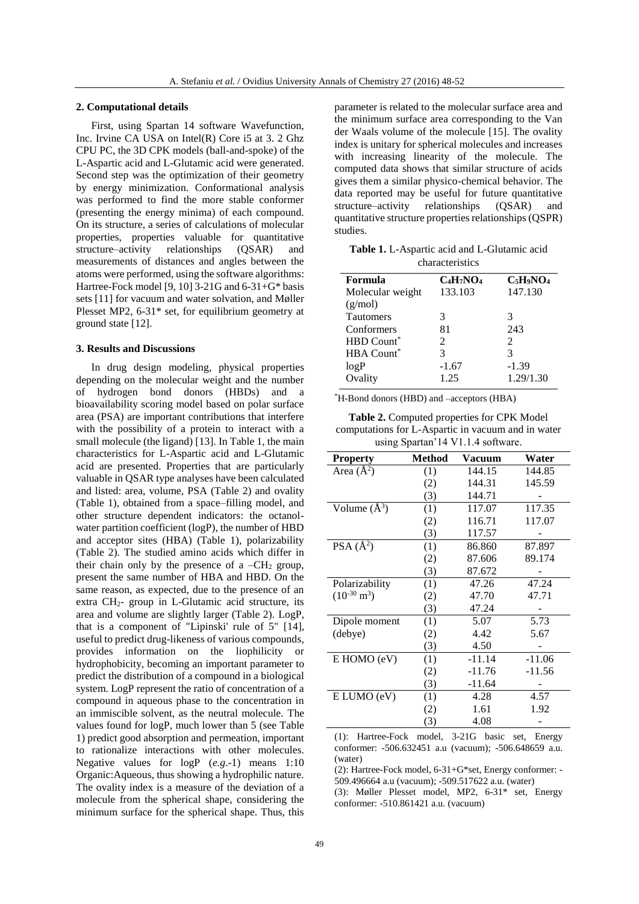## 2. Computational details

First, using Spartan 14 software Wavefunction, Inc. Irvine CA USA on Intel(R) Core i5 at 3. 2 Ghz CPU PC, the 3D CPK models (ball-and-spoke) of the L-Aspartic acid and L-Glutamic acid were generated. Second step was the optimization of their geometry by energy minimization. Conformational analysis was performed to find the more stable conformer (presenting the energy minima) of each compound. On its structure, a series of calculations of molecular properties, properties valuable for quantitative structure–activity relationships (QSAR) and measurements of distances and angles between the atoms were performed, using the software algorithms: Hartree-Fock model [9, 10] 3-21G and 6-31+G* basis sets [11] for vacuum and water solvation, and Møller Plesset MP2, 6-31* set, for equilibrium geometry at ground state [12].

## 3. Results and Discussions

In drug design modeling, physical properties depending on the molecular weight and the number of hydrogen bond donors (HBDs) and a bioavailability scoring model based on polar surface area (PSA) are important contributions that interfere with the possibility of a protein to interact with a small molecule (the ligand) [13]. In Table 1, the main characteristics for L-Aspartic acid and L-Glutamic acid are presented. Properties that are particularly valuable in QSAR type analyses have been calculated and listed: area, volume, PSA (Table 2) and ovality (Table 1), obtained from a space–filling model, and other structure dependent indicators: the octanol-water partition coefficient (logP), the number of HBD and acceptor sites (HBA) (Table 1), polarizability (Table 2). The studied amino acids which differ in their chain only by the presence of a $-CH_2$ group, present the same number of HBA and HBD. On the same reason, as expected, due to the presence of an extra $CH_2$- group in L-Glutamic acid structure, its area and volume are slightly larger (Table 2). LogP, that is a component of "Lipinski' rule of 5" [14], useful to predict drug-likeness of various compounds, provides information on the liphilicity or hydrophobicity, becoming an important parameter to predict the distribution of a compound in a biological system. LogP represent the ratio of concentration of a compound in aqueous phase to the concentration in an immiscible solvent, as the neutral molecule. The values found for logP, much lower than 5 (see Table 1) predict good absorption and permeation, important to rationalize interactions with other molecules. Negative values for logP (*e.g.*-1) means 1:10 Organic:Aqueous, thus showing a hydrophilic nature. The ovality index is a measure of the deviation of a molecule from the spherical shape, considering the minimum surface for the spherical shape. Thus, this parameter is related to the molecular surface area and the minimum surface area corresponding to the Van der Waals volume of the molecule [15]. The ovality index is unitary for spherical molecules and increases with increasing linearity of the molecule. The computed data shows that similar structure of acids gives them a similar physico-chemical behavior. The data reported may be useful for future quantitative structure–activity relationships (QSAR) and quantitative structure properties relationships (QSPR) studies.

**Table 1.** L-Aspartic acid and L-Glutamic acid characteristics

| Formula | $C_4H_7NO_4$ | $C_5H_9NO_4$ |
|---|---|---|
| Molecular weight (g/mol) | 133.103 | 147.130 |
| Tautomers | 3 | 3 |
| Conformers | 81 | 243 |
| HBD Count* | 2 | 2 |
| HBA Count* | 3 | 3 |
| logP | -1.67 | -1.39 |
| Ovality | 1.25 | 1.29/1.30 |

*H-Bond donors (HBD) and –acceptors (HBA)

**Table 2.** Computed properties for CPK Model computations for L-Aspartic in vacuum and in water using Spartan'14 V1.1.4 software.

| Property | Method | Vacuum | Water |
|---|---|---|---|
| Area (Å$^2$) | (1) | 144.15 | 144.85 |
| | (2) | 144.31 | 145.59 |
| | (3) | 144.71 | - |
| Volume (Å$^3$) | (1) | 117.07 | 117.35 |
| | (2) | 116.71 | 117.07 |
| | (3) | 117.57 | - |
| PSA (Å$^2$) | (1) | 86.860 | 87.897 |
| | (2) | 87.606 | 89.174 |
| | (3) | 87.672 | - |
| Polarizability ($10^{-30}$ m$^3$) | (1) | 47.26 | 47.24 |
| | (2) | 47.70 | 47.71 |
| | (3) | 47.24 | - |
| Dipole moment (debye) | (1) | 5.07 | 5.73 |
| | (2) | 4.42 | 5.67 |
| | (3) | 4.50 | - |
| E HOMO (eV) | (1) | -11.14 | -11.06 |
| | (2) | -11.76 | -11.56 |
| | (3) | -11.64 | - |
| E LUMO (eV) | (1) | 4.28 | 4.57 |
| | (2) | 1.61 | 1.92 |
| | (3) | 4.08 | - |

(1): Hartree-Fock model, 3-21G basic set, Energy conformer: -506.632451 a.u (vacuum); -506.648659 a.u. (water)

(2): Hartree-Fock model, 6-31+G*set, Energy conformer: -509.496664 a.u (vacuum); -509.517622 a.u. (water)

(3): Møller Plesset model, MP2, 6-31* set, Energy conformer: -510.861421 a.u. (vacuum)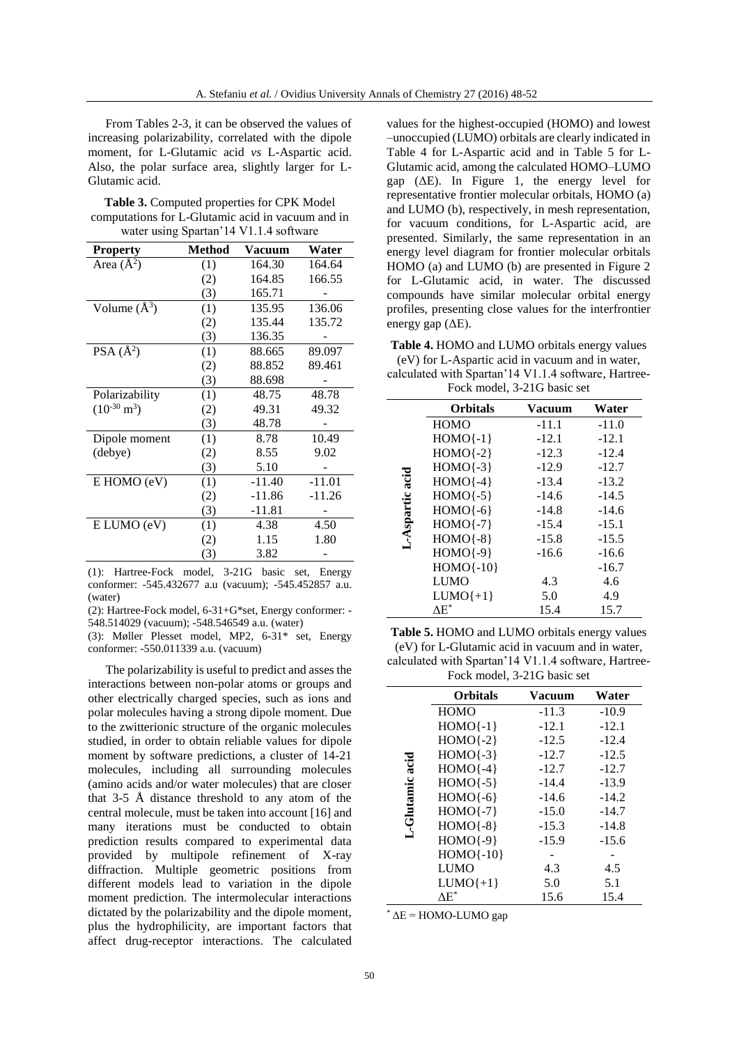From Tables 2-3, it can be observed the values of increasing polarizability, correlated with the dipole moment, for L-Glutamic acid *vs* L-Aspartic acid. Also, the polar surface area, slightly larger for L-Glutamic acid.

**Table 3.** Computed properties for CPK Model computations for L-Glutamic acid in vacuum and in water using Spartan'14 V1.1.4 software

| Property | Method | Vacuum | Water |
|---|---|---|---|
| Area (Å$^2$) | (1) | 164.30 | 164.64 |
| | (2) | 164.85 | 166.55 |
| | (3) | 165.71 | - |
| Volume (Å$^3$) | (1) | 135.95 | 136.06 |
| | (2) | 135.44 | 135.72 |
| | (3) | 136.35 | - |
| PSA (Å$^2$) | (1) | 88.665 | 89.097 |
| | (2) | 88.852 | 89.461 |
| | (3) | 88.698 | - |
| Polarizability ($10^{-30}$ m$^3$) | (1) | 48.75 | 48.78 |
| | (2) | 49.31 | 49.32 |
| | (3) | 48.78 | - |
| Dipole moment (debye) | (1) | 8.78 | 10.49 |
| | (2) | 8.55 | 9.02 |
| | (3) | 5.10 | - |
| E HOMO (eV) | (1) | -11.40 | -11.01 |
| | (2) | -11.86 | -11.26 |
| | (3) | -11.81 | - |
| E LUMO (eV) | (1) | 4.38 | 4.50 |
| | (2) | 1.15 | 1.80 |
| | (3) | 3.82 | - |

(1): Hartree-Fock model, 3-21G basic set, Energy conformer: -545.432677 a.u (vacuum); -545.452857 a.u. (water)

(2): Hartree-Fock model, 6-31+G*set, Energy conformer: -548.514029 (vacuum); -548.546549 a.u. (water)

(3): Møller Plesset model, MP2, 6-31* set, Energy conformer: -550.011339 a.u. (vacuum)

The polarizability is useful to predict and asses the interactions between non-polar atoms or groups and other electrically charged species, such as ions and polar molecules having a strong dipole moment. Due to the zwitterionic structure of the organic molecules studied, in order to obtain reliable values for dipole moment by software predictions, a cluster of 14-21 molecules, including all surrounding molecules (amino acids and/or water molecules) that are closer that 3-5 Å distance threshold to any atom of the central molecule, must be taken into account [16] and many iterations must be conducted to obtain prediction results compared to experimental data provided by multipole refinement of X-ray diffraction. Multiple geometric positions from different models lead to variation in the dipole moment prediction. The intermolecular interactions dictated by the polarizability and the dipole moment, plus the hydrophilicity, are important factors that affect drug-receptor interactions. The calculated values for the highest-occupied (HOMO) and lowest –unoccupied (LUMO) orbitals are clearly indicated in Table 4 for L-Aspartic acid and in Table 5 for L-Glutamic acid, among the calculated HOMO–LUMO gap (ΔE). In Figure 1, the energy level for representative frontier molecular orbitals, HOMO (a) and LUMO (b), respectively, in mesh representation, for vacuum conditions, for L-Aspartic acid, are presented. Similarly, the same representation in an energy level diagram for frontier molecular orbitals HOMO (a) and LUMO (b) are presented in Figure 2 for L-Glutamic acid, in water. The discussed compounds have similar molecular orbital energy profiles, presenting close values for the interfrontier energy gap (ΔE).

**Table 4.** HOMO and LUMO orbitals energy values (eV) for L-Aspartic acid in vacuum and in water, calculated with Spartan'14 V1.1.4 software, Hartree-Fock model, 3-21G basic set

| | Orbitals | Vacuum | Water |
|---|---|---|---|
| L-Aspartic acid | HOMO | -11.1 | -11.0 |
| | HOMO{-1} | -12.1 | -12.1 |
| | HOMO{-2} | -12.3 | -12.4 |
| | HOMO{-3} | -12.9 | -12.7 |
| | HOMO{-4} | -13.4 | -13.2 |
| | HOMO{-5} | -14.6 | -14.5 |
| | HOMO{-6} | -14.8 | -14.6 |
| | HOMO{-7} | -15.4 | -15.1 |
| | HOMO{-8} | -15.8 | -15.5 |
| | HOMO{-9} | -16.6 | -16.6 |
| | HOMO{-10} | | -16.7 |
| | LUMO | 4.3 | 4.6 |
| | LUMO{+1} | 5.0 | 4.9 |
| | ΔE* | 15.4 | 15.7 |

**Table 5.** HOMO and LUMO orbitals energy values (eV) for L-Glutamic acid in vacuum and in water, calculated with Spartan'14 V1.1.4 software, Hartree-Fock model, 3-21G basic set

| | Orbitals | Vacuum | Water |
|---|---|---|---|
| L-Glutamic acid | HOMO | -11.3 | -10.9 |
| | HOMO{-1} | -12.1 | -12.1 |
| | HOMO{-2} | -12.5 | -12.4 |
| | HOMO{-3} | -12.7 | -12.5 |
| | HOMO{-4} | -12.7 | -12.7 |
| | HOMO{-5} | -14.4 | -13.9 |
| | HOMO{-6} | -14.6 | -14.2 |
| | HOMO{-7} | -15.0 | -14.7 |
| | HOMO{-8} | -15.3 | -14.8 |
| | HOMO{-9} | -15.9 | -15.6 |
| | HOMO{-10} | - | - |
| | LUMO | 4.3 | 4.5 |
| | LUMO{+1} | 5.0 | 5.1 |
| | ΔE* | 15.6 | 15.4 |

* ΔE = HOMO-LUMO gap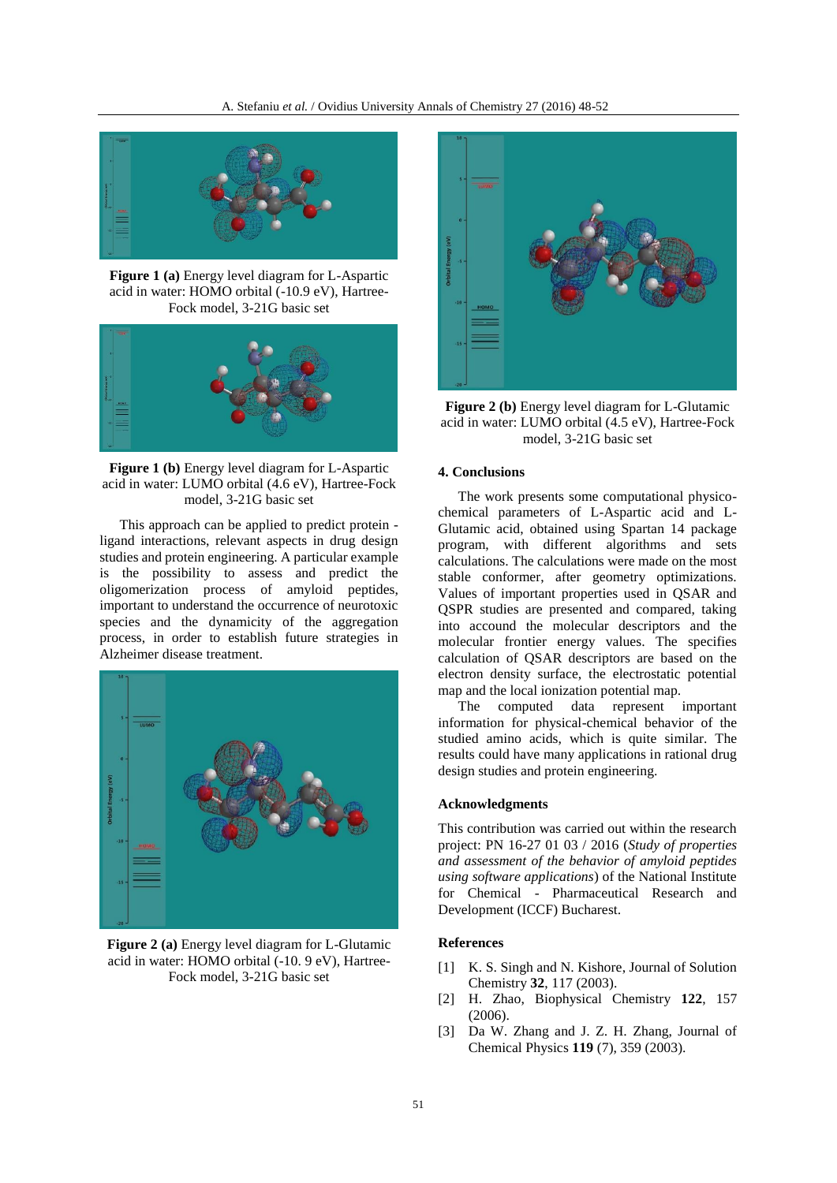**Figure 1 (a)** Energy level diagram for L-Aspartic acid in water: HOMO orbital (-10.9 eV), Hartree-Fock model, 3-21G basic set

**Figure 1 (b)** Energy level diagram for L-Aspartic acid in water: LUMO orbital (4.6 eV), Hartree-Fock model, 3-21G basic set

This approach can be applied to predict protein - ligand interactions, relevant aspects in drug design studies and protein engineering. A particular example is the possibility to assess and predict the oligomerization process of amyloid peptides, important to understand the occurrence of neurotoxic species and the dynamicity of the aggregation process, in order to establish future strategies in Alzheimer disease treatment.

**Figure 2 (a)** Energy level diagram for L-Glutamic acid in water: HOMO orbital (-10. 9 eV), Hartree-Fock model, 3-21G basic set

**Figure 2 (b)** Energy level diagram for L-Glutamic acid in water: LUMO orbital (4.5 eV), Hartree-Fock model, 3-21G basic set

## 4. Conclusions

The work presents some computational physico-chemical parameters of L-Aspartic acid and L-Glutamic acid, obtained using Spartan 14 package program, with different algorithms and sets calculations. The calculations were made on the most stable conformer, after geometry optimizations. Values of important properties used in QSAR and QSPR studies are presented and compared, taking into account the molecular descriptors and the molecular frontier energy values. The specifies calculation of QSAR descriptors are based on the electron density surface, the electrostatic potential map and the local ionization potential map.

The computed data represent important information for physical-chemical behavior of the studied amino acids, which is quite similar. The results could have many applications in rational drug design studies and protein engineering.

## Acknowledgments

This contribution was carried out within the research project: PN 16-27 01 03 / 2016 (*Study of properties and assessment of the behavior of amyloid peptides using software applications*) of the National Institute for Chemical - Pharmaceutical Research and Development (ICCF) Bucharest.

## References

[1] K. S. Singh and N. Kishore, Journal of Solution Chemistry **32**, 117 (2003).

[2] H. Zhao, Biophysical Chemistry **122**, 157 (2006).

[3] Da W. Zhang and J. Z. H. Zhang, Journal of Chemical Physics **119** (7), 359 (2003).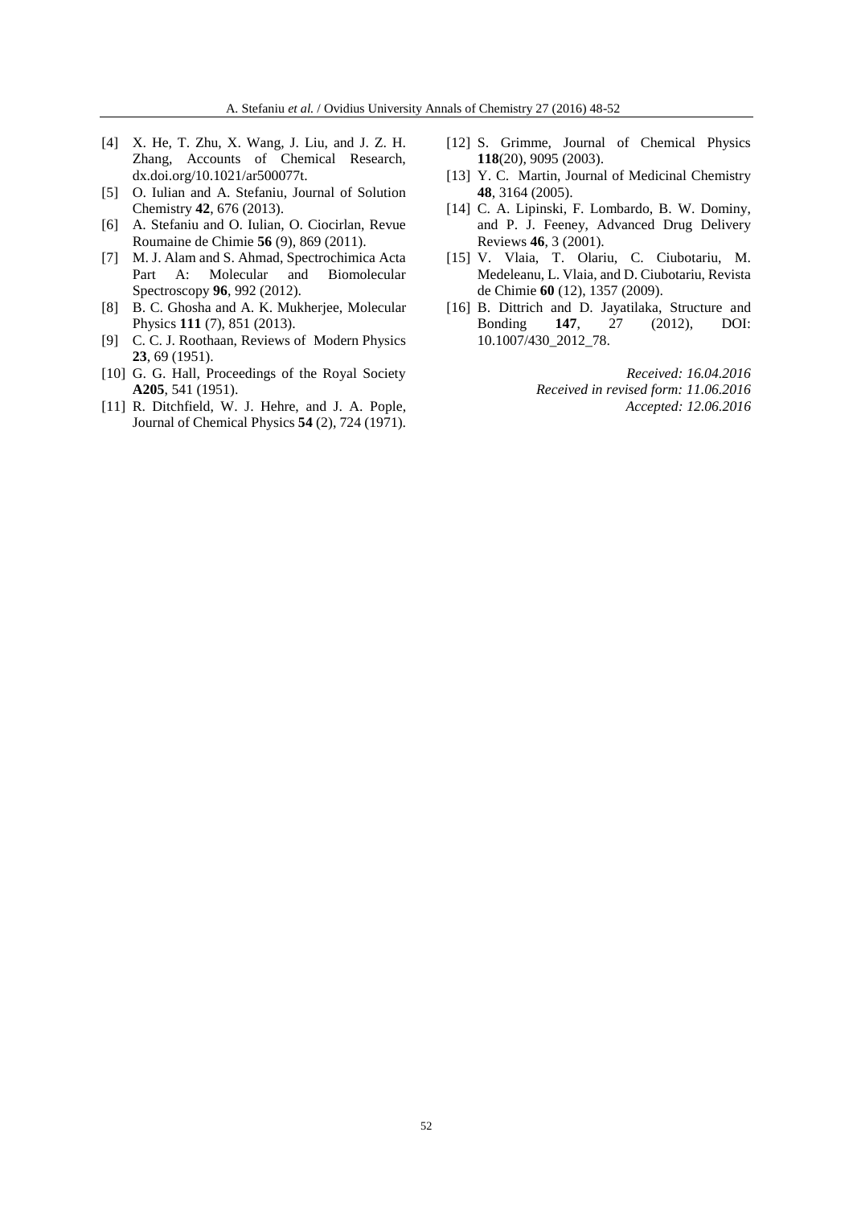[4] X. He, T. Zhu, X. Wang, J. Liu, and J. Z. H. Zhang, Accounts of Chemical Research, dx.doi.org/10.1021/ar500077t.

[5] O. Iulian and A. Stefaniu, Journal of Solution Chemistry **42**, 676 (2013).

[6] A. Stefaniu and O. Iulian, O. Ciocirlan, Revue Roumaine de Chimie **56** (9), 869 (2011).

[7] M. J. Alam and S. Ahmad, Spectrochimica Acta Part A: Molecular and Biomolecular Spectroscopy **96**, 992 (2012).

[8] B. C. Ghosha and A. K. Mukherjee, Molecular Physics **111** (7), 851 (2013).

[9] C. C. J. Roothaan, Reviews of Modern Physics **23**, 69 (1951).

[10] G. G. Hall, Proceedings of the Royal Society **A205**, 541 (1951).

[11] R. Ditchfield, W. J. Hehre, and J. A. Pople, Journal of Chemical Physics **54** (2), 724 (1971).

[12] S. Grimme, Journal of Chemical Physics **118**(20), 9095 (2003).

[13] Y. C. Martin, Journal of Medicinal Chemistry **48**, 3164 (2005).

[14] C. A. Lipinski, F. Lombardo, B. W. Dominy, and P. J. Feeney, Advanced Drug Delivery Reviews **46**, 3 (2001).

[15] V. Vlaia, T. Olariu, C. Ciubotariu, M. Medeleanu, L. Vlaia, and D. Ciubotariu, Revista de Chimie **60** (12), 1357 (2009).

[16] B. Dittrich and D. Jayatilaka, Structure and Bonding **147**, 27 (2012), DOI: 10.1007/430_2012_78.

*Received: 16.04.2016*
*Received in revised form: 11.06.2016*
*Accepted: 12.06.2016*